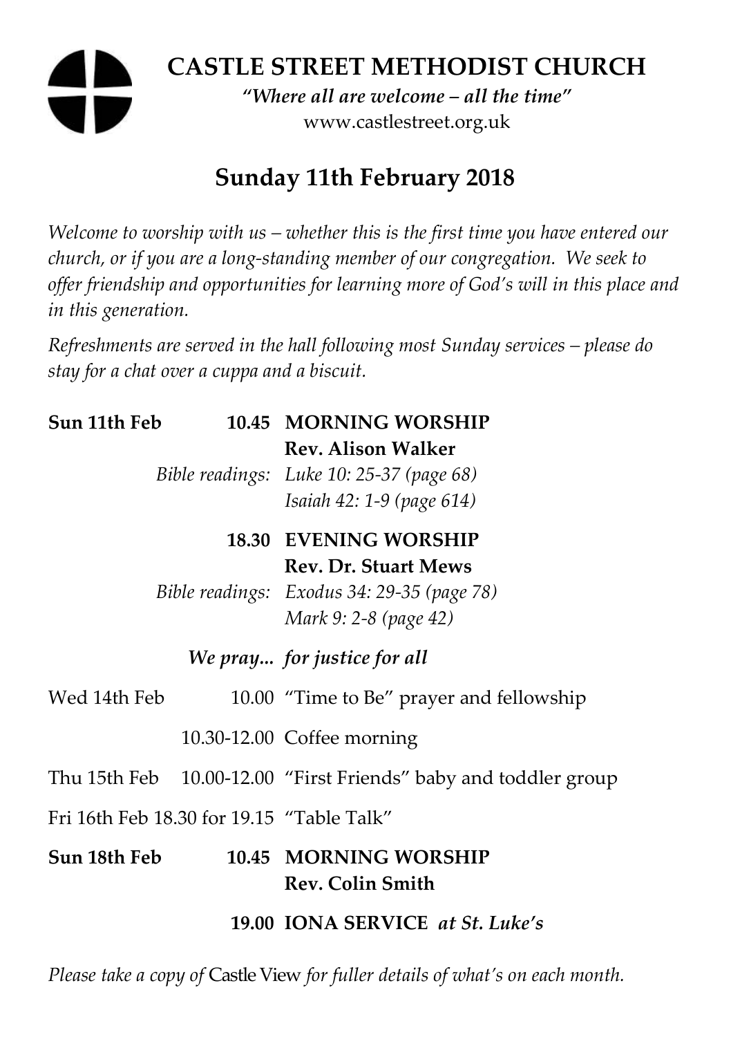# CASTLE STREET METHODIST CHURCH

*"Where all are welcome – all the time"*
www.castlestreet.org.uk

## Sunday 11th February 2018

*Welcome to worship with us – whether this is the first time you have entered our church, or if you are a long-standing member of our congregation. We seek to offer friendship and opportunities for learning more of God's will in this place and in this generation.*

*Refreshments are served in the hall following most Sunday services – please do stay for a chat over a cuppa and a biscuit.*

| | | |
|---|---|---|
| **Sun 11th Feb** | **10.45** | **MORNING WORSHIP** |
| | | **Rev. Alison Walker** |
| | *Bible readings:* | *Luke 10: 25-37 (page 68)* |
| | | *Isaiah 42: 1-9 (page 614)* |
| | **18.30** | **EVENING WORSHIP** |
| | | **Rev. Dr. Stuart Mews** |
| | *Bible readings:* | *Exodus 34: 29-35 (page 78)* |
| | | *Mark 9: 2-8 (page 42)* |
| | ***We pray...*** | ***for justice for all*** |
| Wed 14th Feb | 10.00 | "Time to Be" prayer and fellowship |
| | 10.30-12.00 | Coffee morning |
| Thu 15th Feb | 10.00-12.00 | "First Friends" baby and toddler group |
| Fri 16th Feb | 18.30 for 19.15 | "Table Talk" |
| **Sun 18th Feb** | **10.45** | **MORNING WORSHIP** |
| | | **Rev. Colin Smith** |
| | **19.00** | **IONA SERVICE** ***at St. Luke's*** |

*Please take a copy of* Castle View *for fuller details of what's on each month.*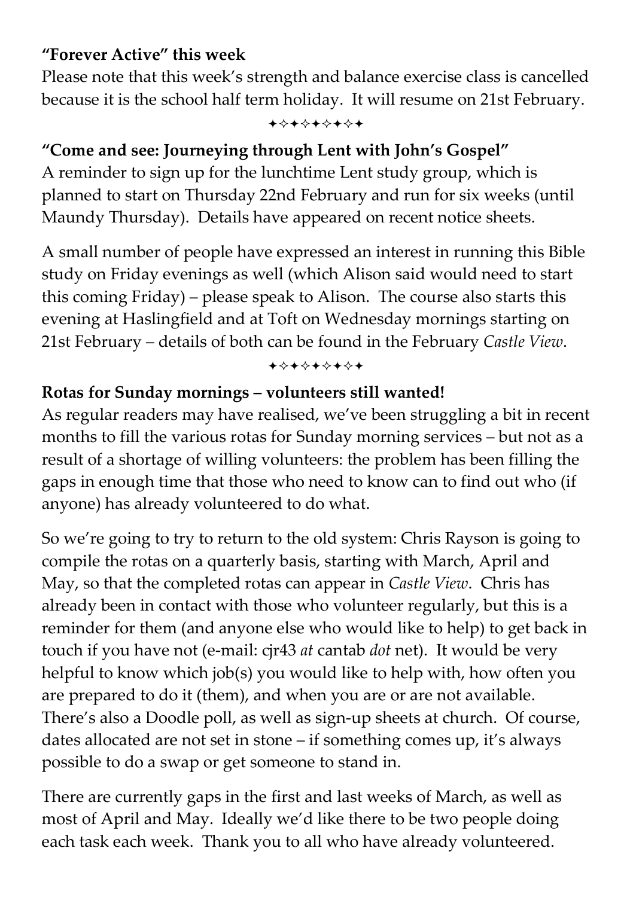**"Forever Active" this week**

Please note that this week's strength and balance exercise class is cancelled because it is the school half term holiday. It will resume on 21st February.

✦✧✦✧✦✧✦✧✦

**"Come and see: Journeying through Lent with John's Gospel"**

A reminder to sign up for the lunchtime Lent study group, which is planned to start on Thursday 22nd February and run for six weeks (until Maundy Thursday). Details have appeared on recent notice sheets.

A small number of people have expressed an interest in running this Bible study on Friday evenings as well (which Alison said would need to start this coming Friday) – please speak to Alison. The course also starts this evening at Haslingfield and at Toft on Wednesday mornings starting on 21st February – details of both can be found in the February *Castle View*.

✦✧✦✧✦✧✦✧✦

**Rotas for Sunday mornings – volunteers still wanted!**

As regular readers may have realised, we've been struggling a bit in recent months to fill the various rotas for Sunday morning services – but not as a result of a shortage of willing volunteers: the problem has been filling the gaps in enough time that those who need to know can to find out who (if anyone) has already volunteered to do what.

So we're going to try to return to the old system: Chris Rayson is going to compile the rotas on a quarterly basis, starting with March, April and May, so that the completed rotas can appear in *Castle View*. Chris has already been in contact with those who volunteer regularly, but this is a reminder for them (and anyone else who would like to help) to get back in touch if you have not (e-mail: cjr43 *at* cantab *dot* net). It would be very helpful to know which job(s) you would like to help with, how often you are prepared to do it (them), and when you are or are not available. There's also a Doodle poll, as well as sign-up sheets at church. Of course, dates allocated are not set in stone – if something comes up, it's always possible to do a swap or get someone to stand in.

There are currently gaps in the first and last weeks of March, as well as most of April and May. Ideally we'd like there to be two people doing each task each week. Thank you to all who have already volunteered.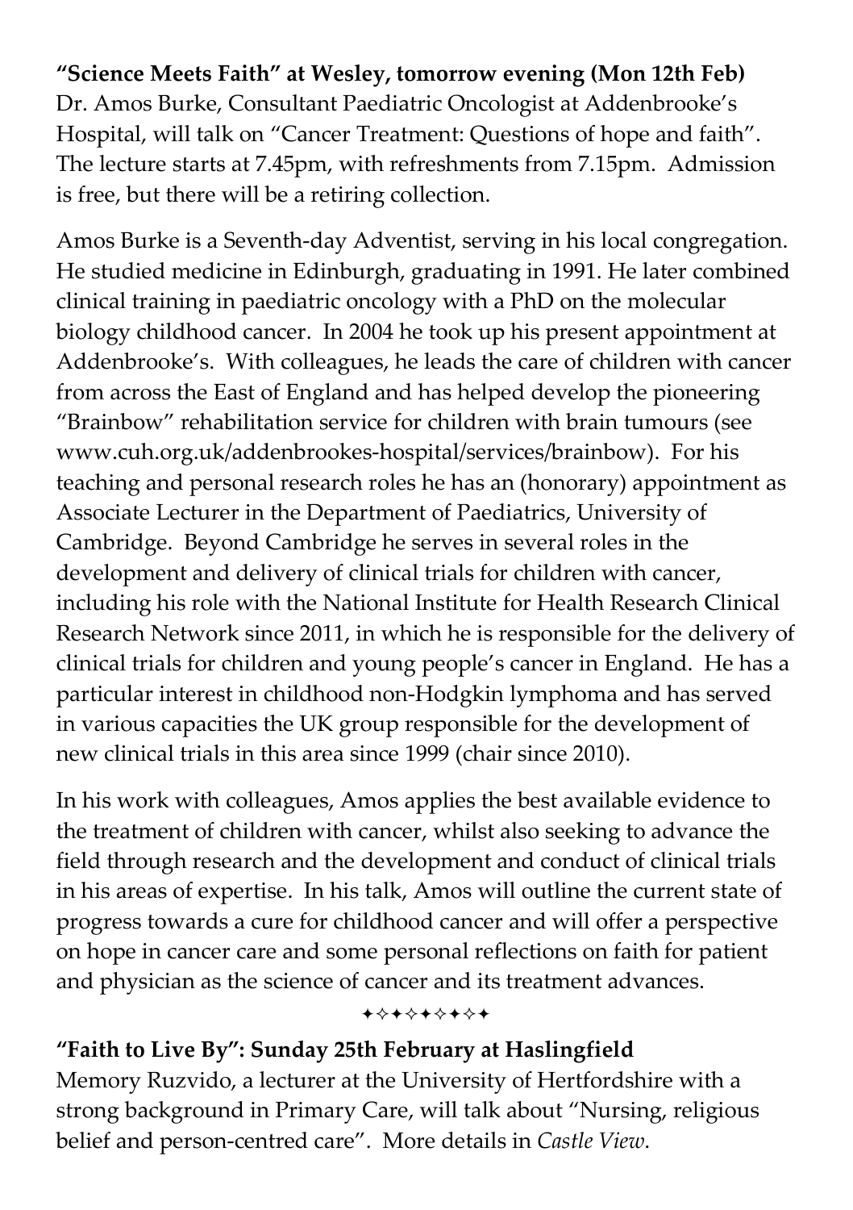**"Science Meets Faith" at Wesley, tomorrow evening (Mon 12th Feb)**
Dr. Amos Burke, Consultant Paediatric Oncologist at Addenbrooke's Hospital, will talk on "Cancer Treatment: Questions of hope and faith". The lecture starts at 7.45pm, with refreshments from 7.15pm. Admission is free, but there will be a retiring collection.

Amos Burke is a Seventh-day Adventist, serving in his local congregation. He studied medicine in Edinburgh, graduating in 1991. He later combined clinical training in paediatric oncology with a PhD on the molecular biology childhood cancer. In 2004 he took up his present appointment at Addenbrooke's. With colleagues, he leads the care of children with cancer from across the East of England and has helped develop the pioneering "Brainbow" rehabilitation service for children with brain tumours (see www.cuh.org.uk/addenbrookes-hospital/services/brainbow). For his teaching and personal research roles he has an (honorary) appointment as Associate Lecturer in the Department of Paediatrics, University of Cambridge. Beyond Cambridge he serves in several roles in the development and delivery of clinical trials for children with cancer, including his role with the National Institute for Health Research Clinical Research Network since 2011, in which he is responsible for the delivery of clinical trials for children and young people's cancer in England. He has a particular interest in childhood non-Hodgkin lymphoma and has served in various capacities the UK group responsible for the development of new clinical trials in this area since 1999 (chair since 2010).

In his work with colleagues, Amos applies the best available evidence to the treatment of children with cancer, whilst also seeking to advance the field through research and the development and conduct of clinical trials in his areas of expertise. In his talk, Amos will outline the current state of progress towards a cure for childhood cancer and will offer a perspective on hope in cancer care and some personal reflections on faith for patient and physician as the science of cancer and its treatment advances.

✦✧✦✧✦✧✦✧✦

**"Faith to Live By": Sunday 25th February at Haslingfield**
Memory Ruzvido, a lecturer at the University of Hertfordshire with a strong background in Primary Care, will talk about "Nursing, religious belief and person-centred care". More details in *Castle View*.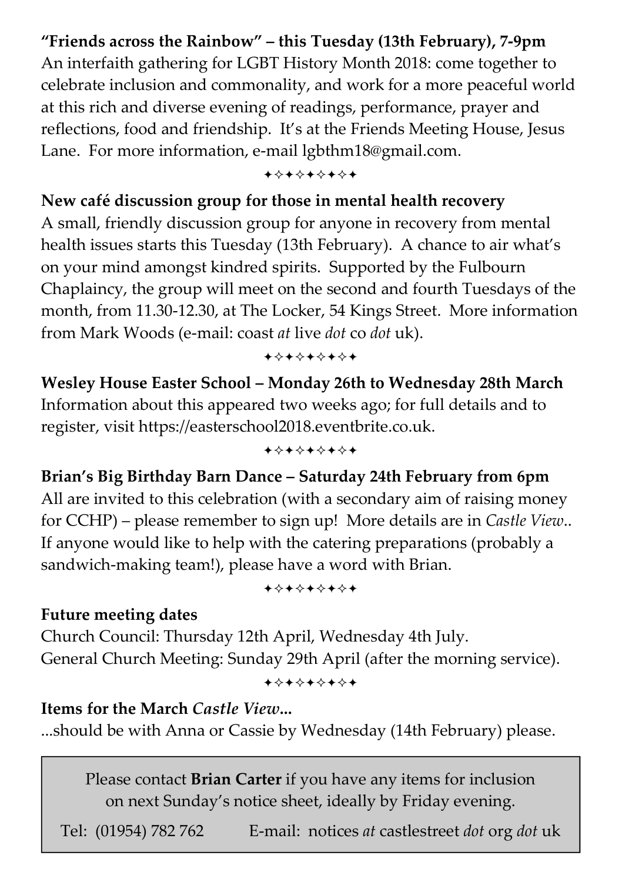**"Friends across the Rainbow" – this Tuesday (13th February), 7-9pm**
An interfaith gathering for LGBT History Month 2018: come together to celebrate inclusion and commonality, and work for a more peaceful world at this rich and diverse evening of readings, performance, prayer and reflections, food and friendship. It's at the Friends Meeting House, Jesus Lane. For more information, e-mail lgbthm18@gmail.com.

✦✧✦✧✦✧✦✧✦

**New café discussion group for those in mental health recovery**
A small, friendly discussion group for anyone in recovery from mental health issues starts this Tuesday (13th February). A chance to air what's on your mind amongst kindred spirits. Supported by the Fulbourn Chaplaincy, the group will meet on the second and fourth Tuesdays of the month, from 11.30-12.30, at The Locker, 54 Kings Street. More information from Mark Woods (e-mail: coast *at* live *dot* co *dot* uk).

✦✧✦✧✦✧✦✧✦

**Wesley House Easter School – Monday 26th to Wednesday 28th March**
Information about this appeared two weeks ago; for full details and to register, visit https://easterschool2018.eventbrite.co.uk.

✦✧✦✧✦✧✦✧✦

**Brian's Big Birthday Barn Dance – Saturday 24th February from 6pm**
All are invited to this celebration (with a secondary aim of raising money for CCHP) – please remember to sign up! More details are in *Castle View*.. If anyone would like to help with the catering preparations (probably a sandwich-making team!), please have a word with Brian.

✦✧✦✧✦✧✦✧✦

**Future meeting dates**
Church Council: Thursday 12th April, Wednesday 4th July.
General Church Meeting: Sunday 29th April (after the morning service).

✦✧✦✧✦✧✦✧✦

**Items for the March *Castle View*...**
...should be with Anna or Cassie by Wednesday (14th February) please.

Please contact **Brian Carter** if you have any items for inclusion on next Sunday's notice sheet, ideally by Friday evening.

Tel: (01954) 782 762 E-mail: notices *at* castlestreet *dot* org *dot* uk